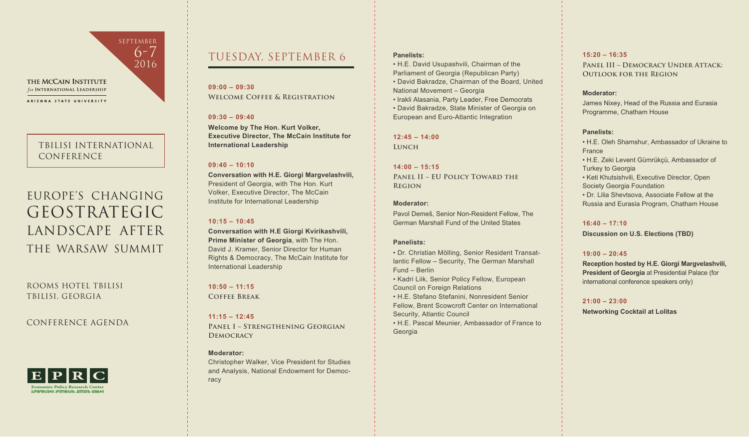SEPTEMBER
6-7
2016

THE McCAIN INSTITUTE *for* INTERNATIONAL LEADERSHIP
ARIZONA STATE UNIVERSITY

TBILISI INTERNATIONAL CONFERENCE

# EUROPE'S CHANGING GEOSTRATEGIC LANDSCAPE AFTER THE WARSAW SUMMIT

ROOMS HOTEL TBILISI
TBILISI, GEORGIA

CONFERENCE AGENDA

EPRC
Economic Policy Research Center

## TUESDAY, SEPTEMBER 6

**09:00 – 09:30**
WELCOME COFFEE & REGISTRATION

**09:30 – 09:40**
**Welcome by The Hon. Kurt Volker, Executive Director, The McCain Institute for International Leadership**

**09:40 – 10:10**
**Conversation with H.E. Giorgi Margvelashvili,** President of Georgia, with The Hon. Kurt Volker, Executive Director, The McCain Institute for International Leadership

**10:15 – 10:45**
**Conversation with H.E Giorgi Kvirikashvili, Prime Minister of Georgia**, with The Hon. David J. Kramer, Senior Director for Human Rights & Democracy, The McCain Institute for International Leadership

**10:50 – 11:15**
COFFEE BREAK

**11:15 – 12:45**
PANEL I – STRENGTHENING GEORGIAN DEMOCRACY

**Moderator:**
Christopher Walker, Vice President for Studies and Analysis, National Endowment for Democracy

**Panelists:**
- H.E. David Usupashvili, Chairman of the Parliament of Georgia (Republican Party)
- David Bakradze, Chairman of the Board, United National Movement – Georgia
- Irakli Alasania, Party Leader, Free Democrats
- David Bakradze, State Minister of Georgia on European and Euro-Atlantic Integration

**12:45 – 14:00**
LUNCH

**14:00 – 15:15**
PANEL II – EU POLICY TOWARD THE REGION

**Moderator:**
Pavol Demeš, Senior Non-Resident Fellow, The German Marshall Fund of the United States

**Panelists:**
- Dr. Christian Mölling, Senior Resident Transatlantic Fellow – Security, The German Marshall Fund – Berlin
- Kadri Liik, Senior Policy Fellow, European Council on Foreign Relations
- H.E. Stefano Stefanini, Nonresident Senior Fellow, Brent Scowcroft Center on International Security, Atlantic Council
- H.E. Pascal Meunier, Ambassador of France to Georgia

**15:20 – 16:35**
PANEL III – DEMOCRACY UNDER ATTACK: OUTLOOK FOR THE REGION

**Moderator:**
James Nixey, Head of the Russia and Eurasia Programme, Chatham House

**Panelists:**
- H.E. Oleh Shamshur, Ambassador of Ukraine to France
- H.E. Zeki Levent Gümrükçü, Ambassador of Turkey to Georgia
- Keti Khutsishvili, Executive Director, Open Society Georgia Foundation
- Dr. Lilia Shevtsova, Associate Fellow at the Russia and Eurasia Program, Chatham House

**16:40 – 17:10**
**Discussion on U.S. Elections (TBD)**

**19:00 – 20:45**
**Reception hosted by H.E. Giorgi Margvelashvili, President of Georgia** at Presidential Palace (for international conference speakers only)

**21:00 – 23:00**
**Networking Cocktail at Lolitas**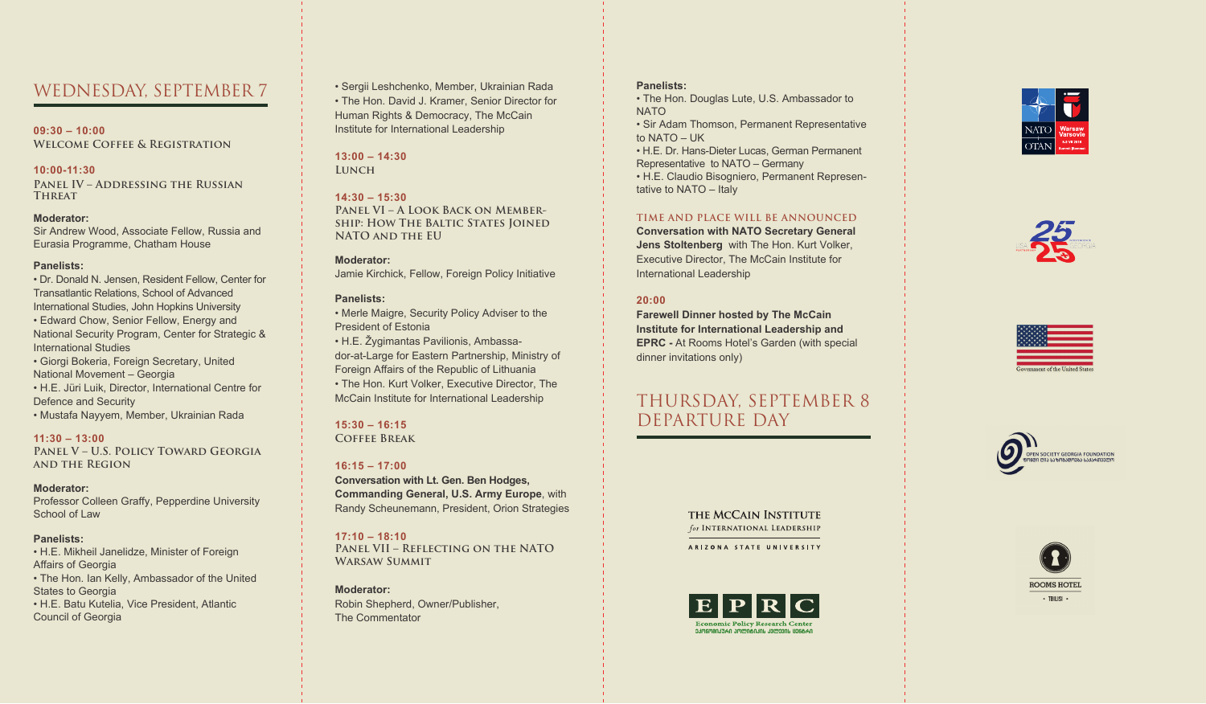# Wednesday, September 7

**09:30 – 10:00**
**Welcome Coffee & Registration**

**10:00-11:30**
**Panel IV – Addressing the Russian Threat**

**Moderator:**
Sir Andrew Wood, Associate Fellow, Russia and Eurasia Programme, Chatham House

**Panelists:**

- Dr. Donald N. Jensen, Resident Fellow, Center for Transatlantic Relations, School of Advanced International Studies, John Hopkins University
- Edward Chow, Senior Fellow, Energy and National Security Program, Center for Strategic & International Studies
- Giorgi Bokeria, Foreign Secretary, United National Movement – Georgia
- H.E. Jüri Luik, Director, International Centre for Defence and Security
- Mustafa Nayyem, Member, Ukrainian Rada

**11:30 – 13:00**
**Panel V – U.S. Policy Toward Georgia and the Region**

**Moderator:**
Professor Colleen Graffy, Pepperdine University School of Law

**Panelists:**

- H.E. Mikheil Janelidze, Minister of Foreign Affairs of Georgia
- The Hon. Ian Kelly, Ambassador of the United States to Georgia
- H.E. Batu Kutelia, Vice President, Atlantic Council of Georgia
- Sergii Leshchenko, Member, Ukrainian Rada
- The Hon. David J. Kramer, Senior Director for Human Rights & Democracy, The McCain Institute for International Leadership

**13:00 – 14:30**
**Lunch**

**14:30 – 15:30**
**Panel VI – A Look Back on Membership: How the Baltic States Joined NATO and the EU**

**Moderator:**
Jamie Kirchick, Fellow, Foreign Policy Initiative

**Panelists:**

- Merle Maigre, Security Policy Adviser to the President of Estonia
- H.E. Žygimantas Pavilionis, Ambassador-at-Large for Eastern Partnership, Ministry of Foreign Affairs of the Republic of Lithuania
- The Hon. Kurt Volker, Executive Director, The McCain Institute for International Leadership

**15:30 – 16:15**
**Coffee Break**

**16:15 – 17:00**
**Conversation with Lt. Gen. Ben Hodges, Commanding General, U.S. Army Europe**, with Randy Scheunemann, President, Orion Strategies

**17:10 – 18:10**
**Panel VII – Reflecting on the NATO Warsaw Summit**

**Moderator:**
Robin Shepherd, Owner/Publisher, The Commentator

**Panelists:**

- The Hon. Douglas Lute, U.S. Ambassador to NATO
- Sir Adam Thomson, Permanent Representative to NATO – UK
- H.E. Dr. Hans-Dieter Lucas, German Permanent Representative to NATO – Germany
- H.E. Claudio Bisogniero, Permanent Representative to NATO – Italy

**Time and Place Will Be Announced**
**Conversation with NATO Secretary General Jens Stoltenberg** with The Hon. Kurt Volker, Executive Director, The McCain Institute for International Leadership

**20:00**
**Farewell Dinner hosted by The McCain Institute for International Leadership and EPRC -** At Rooms Hotel's Garden (with special dinner invitations only)

# Thursday, September 8
# Departure Day

The McCain Institute for International Leadership
Arizona State University

EPRC
Economic Policy Research Center
ეკონომიკური პოლიტიკის კვლევის ცენტრი

NATO OTAN Warsaw Varsovie 8-9 VII 2016

USA 25 Georgia 25

Government of the United States

Open Society Georgia Foundation
ფონდი ღია საზოგადოება საქართველო

Rooms Hotel • Tbilisi •